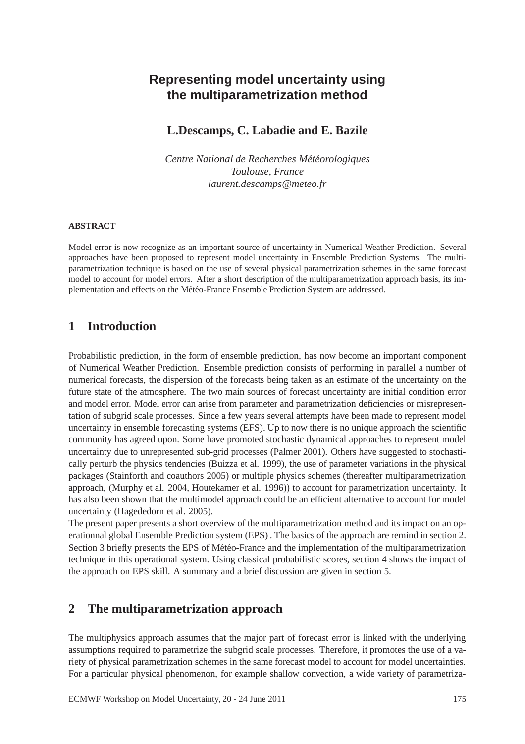# Representing model uncertainty using the multiparametrization method

**L.Descamps, C. Labadie and E. Bazile**

*Centre National de Recherches Météorologiques*
*Toulouse, France*
*laurent.descamps@meteo.fr*

**ABSTRACT**

Model error is now recognize as an important source of uncertainty in Numerical Weather Prediction. Several approaches have been proposed to represent model uncertainty in Ensemble Prediction Systems. The multiparametrization technique is based on the use of several physical parametrization schemes in the same forecast model to account for model errors. After a short description of the multiparametrization approach basis, its implementation and effects on the Météo-France Ensemble Prediction System are addressed.

## 1 Introduction

Probabilistic prediction, in the form of ensemble prediction, has now become an important component of Numerical Weather Prediction. Ensemble prediction consists of performing in parallel a number of numerical forecasts, the dispersion of the forecasts being taken as an estimate of the uncertainty on the future state of the atmosphere. The two main sources of forecast uncertainty are initial condition error and model error. Model error can arise from parameter and parametrization deficiencies or misrepresentation of subgrid scale processes. Since a few years several attempts have been made to represent model uncertainty in ensemble forecasting systems (EFS). Up to now there is no unique approach the scientific community has agreed upon. Some have promoted stochastic dynamical approaches to represent model uncertainty due to unrepresented sub-grid processes (Palmer 2001). Others have suggested to stochastically perturb the physics tendencies (Buizza et al. 1999), the use of parameter variations in the physical packages (Stainforth and coauthors 2005) or multiple physics schemes (thereafter multiparametrization approach, (Murphy et al. 2004, Houtekamer et al. 1996)) to account for parametrization uncertainty. It has also been shown that the multimodel approach could be an efficient alternative to account for model uncertainty (Hagededorn et al. 2005).
The present paper presents a short overview of the multiparametrization method and its impact on an operationnal global Ensemble Prediction system (EPS) . The basics of the approach are remind in section 2. Section 3 briefly presents the EPS of Météo-France and the implementation of the multiparametrization technique in this operational system. Using classical probabilistic scores, section 4 shows the impact of the approach on EPS skill. A summary and a brief discussion are given in section 5.

## 2 The multiparametrization approach

The multiphysics approach assumes that the major part of forecast error is linked with the underlying assumptions required to parametrize the subgrid scale processes. Therefore, it promotes the use of a variety of physical parametrization schemes in the same forecast model to account for model uncertainties. For a particular physical phenomenon, for example shallow convection, a wide variety of parametriza-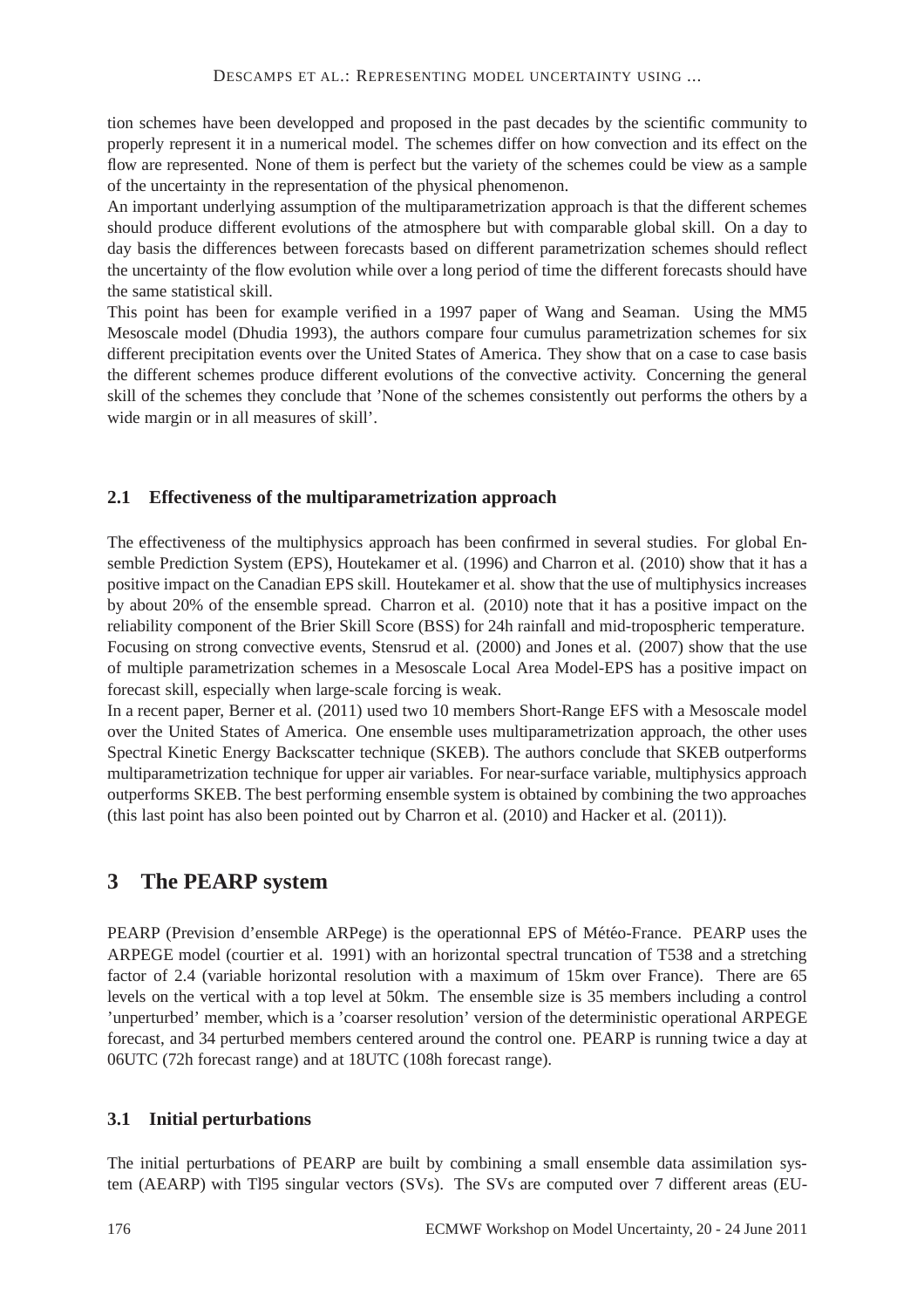tion schemes have been developped and proposed in the past decades by the scientific community to properly represent it in a numerical model. The schemes differ on how convection and its effect on the flow are represented. None of them is perfect but the variety of the schemes could be view as a sample of the uncertainty in the representation of the physical phenomenon.

An important underlying assumption of the multiparametrization approach is that the different schemes should produce different evolutions of the atmosphere but with comparable global skill. On a day to day basis the differences between forecasts based on different parametrization schemes should reflect the uncertainty of the flow evolution while over a long period of time the different forecasts should have the same statistical skill.

This point has been for example verified in a 1997 paper of Wang and Seaman. Using the MM5 Mesoscale model (Dhudia 1993), the authors compare four cumulus parametrization schemes for six different precipitation events over the United States of America. They show that on a case to case basis the different schemes produce different evolutions of the convective activity. Concerning the general skill of the schemes they conclude that 'None of the schemes consistently out performs the others by a wide margin or in all measures of skill'.

### 2.1 Effectiveness of the multiparametrization approach

The effectiveness of the multiphysics approach has been confirmed in several studies. For global Ensemble Prediction System (EPS), Houtekamer et al. (1996) and Charron et al. (2010) show that it has a positive impact on the Canadian EPS skill. Houtekamer et al. show that the use of multiphysics increases by about 20% of the ensemble spread. Charron et al. (2010) note that it has a positive impact on the reliability component of the Brier Skill Score (BSS) for 24h rainfall and mid-tropospheric temperature. Focusing on strong convective events, Stensrud et al. (2000) and Jones et al. (2007) show that the use of multiple parametrization schemes in a Mesoscale Local Area Model-EPS has a positive impact on forecast skill, especially when large-scale forcing is weak.

In a recent paper, Berner et al. (2011) used two 10 members Short-Range EFS with a Mesoscale model over the United States of America. One ensemble uses multiparametrization approach, the other uses Spectral Kinetic Energy Backscatter technique (SKEB). The authors conclude that SKEB outperforms multiparametrization technique for upper air variables. For near-surface variable, multiphysics approach outperforms SKEB. The best performing ensemble system is obtained by combining the two approaches (this last point has also been pointed out by Charron et al. (2010) and Hacker et al. (2011)).

## 3 The PEARP system

PEARP (Prevision d'ensemble ARPege) is the operationnal EPS of Météo-France. PEARP uses the ARPEGE model (courtier et al. 1991) with an horizontal spectral truncation of T538 and a stretching factor of 2.4 (variable horizontal resolution with a maximum of 15km over France). There are 65 levels on the vertical with a top level at 50km. The ensemble size is 35 members including a control 'unperturbed' member, which is a 'coarser resolution' version of the deterministic operational ARPEGE forecast, and 34 perturbed members centered around the control one. PEARP is running twice a day at 06UTC (72h forecast range) and at 18UTC (108h forecast range).

### 3.1 Initial perturbations

The initial perturbations of PEARP are built by combining a small ensemble data assimilation system (AEARP) with Tl95 singular vectors (SVs). The SVs are computed over 7 different areas (EU-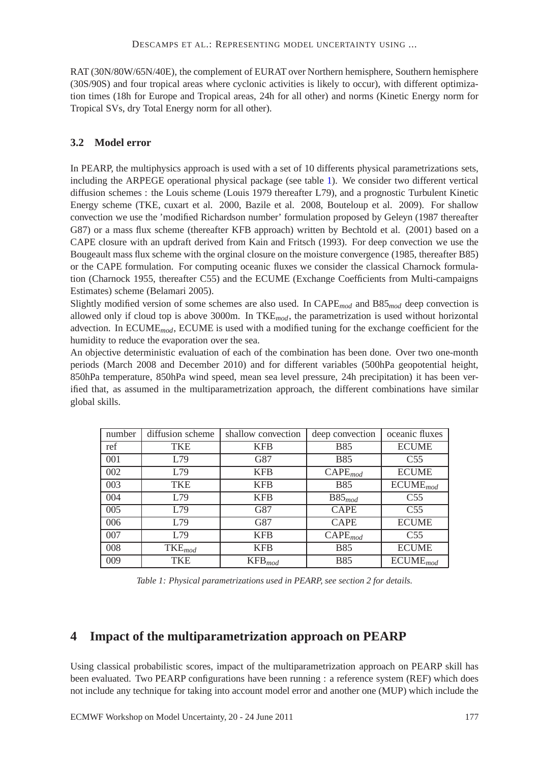RAT (30N/80W/65N/40E), the complement of EURAT over Northern hemisphere, Southern hemisphere (30S/90S) and four tropical areas where cyclonic activities is likely to occur), with different optimization times (18h for Europe and Tropical areas, 24h for all other) and norms (Kinetic Energy norm for Tropical SVs, dry Total Energy norm for all other).

### 3.2 Model error

In PEARP, the multiphysics approach is used with a set of 10 differents physical parametrizations sets, including the ARPEGE operational physical package (see table 1). We consider two different vertical diffusion schemes : the Louis scheme (Louis 1979 thereafter L79), and a prognostic Turbulent Kinetic Energy scheme (TKE, cuxart et al. 2000, Bazile et al. 2008, Bouteloup et al. 2009). For shallow convection we use the 'modified Richardson number' formulation proposed by Geleyn (1987 thereafter G87) or a mass flux scheme (thereafter KFB approach) written by Bechtold et al. (2001) based on a CAPE closure with an updraft derived from Kain and Fritsch (1993). For deep convection we use the Bougeault mass flux scheme with the orginal closure on the moisture convergence (1985, thereafter B85) or the CAPE formulation. For computing oceanic fluxes we consider the classical Charnock formulation (Charnock 1955, thereafter C55) and the ECUME (Exchange Coefficients from Multi-campaigns Estimates) scheme (Belamari 2005).

Slightly modified version of some schemes are also used. In $CAPE_{mod}$ and $B85_{mod}$ deep convection is allowed only if cloud top is above 3000m. In $TKE_{mod}$, the parametrization is used without horizontal advection. In $ECUME_{mod}$, ECUME is used with a modified tuning for the exchange coefficient for the humidity to reduce the evaporation over the sea.

An objective deterministic evaluation of each of the combination has been done. Over two one-month periods (March 2008 and December 2010) and for different variables (500hPa geopotential height, 850hPa temperature, 850hPa wind speed, mean sea level pressure, 24h precipitation) it has been verified that, as assumed in the multiparametrization approach, the different combinations have similar global skills.

| number | diffusion scheme | shallow convection | deep convection | oceanic fluxes |
|---|---|---|---|---|
| ref | TKE | KFB | B85 | ECUME |
| 001 | L79 | G87 | B85 | C55 |
| 002 | L79 | KFB | $CAPE_{mod}$ | ECUME |
| 003 | TKE | KFB | B85 | $ECUME_{mod}$ |
| 004 | L79 | KFB | $B85_{mod}$ | C55 |
| 005 | L79 | G87 | CAPE | C55 |
| 006 | L79 | G87 | CAPE | ECUME |
| 007 | L79 | KFB | $CAPE_{mod}$ | C55 |
| 008 | $TKE_{mod}$ | KFB | B85 | ECUME |
| 009 | TKE | $KFB_{mod}$ | B85 | $ECUME_{mod}$ |

*Table 1: Physical parametrizations used in PEARP, see section 2 for details.*

## 4 Impact of the multiparametrization approach on PEARP

Using classical probabilistic scores, impact of the multiparametrization approach on PEARP skill has been evaluated. Two PEARP configurations have been running : a reference system (REF) which does not include any technique for taking into account model error and another one (MUP) which include the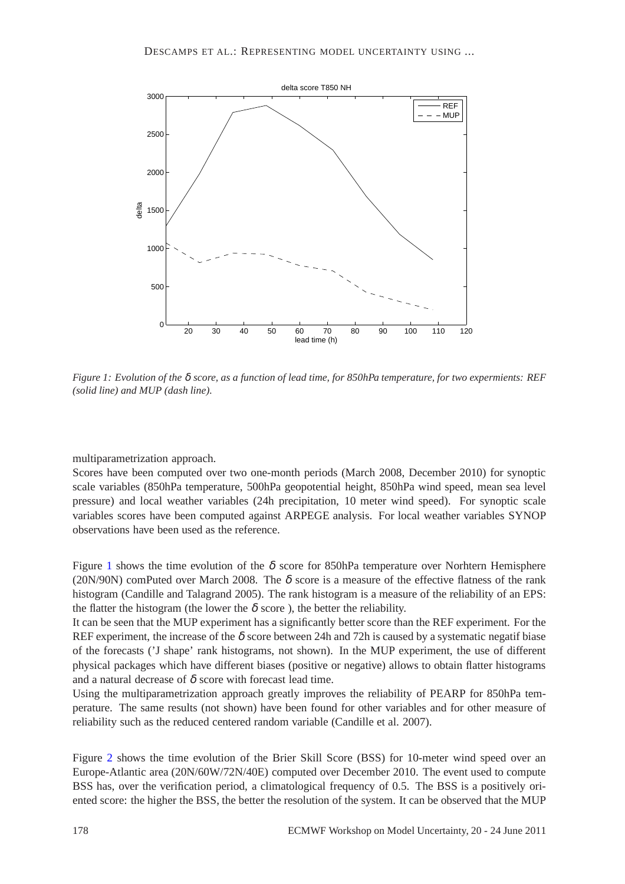*Figure 1: Evolution of the $\delta$ score, as a function of lead time, for 850hPa temperature, for two expermients: REF (solid line) and MUP (dash line).*

multiparametrization approach.

Scores have been computed over two one-month periods (March 2008, December 2010) for synoptic scale variables (850hPa temperature, 500hPa geopotential height, 850hPa wind speed, mean sea level pressure) and local weather variables (24h precipitation, 10 meter wind speed). For synoptic scale variables scores have been computed against ARPEGE analysis. For local weather variables SYNOP observations have been used as the reference.

Figure 1 shows the time evolution of the $\delta$ score for 850hPa temperature over Norhtern Hemisphere (20N/90N) comPuted over March 2008. The $\delta$ score is a measure of the effective flatness of the rank histogram (Candille and Talagrand 2005). The rank histogram is a measure of the reliability of an EPS: the flatter the histogram (the lower the $\delta$ score ), the better the reliability.

It can be seen that the MUP experiment has a significantly better score than the REF experiment. For the REF experiment, the increase of the $\delta$ score between 24h and 72h is caused by a systematic negatif biase of the forecasts ('J shape' rank histograms, not shown). In the MUP experiment, the use of different physical packages which have different biases (positive or negative) allows to obtain flatter histograms and a natural decrease of $\delta$ score with forecast lead time.

Using the multiparametrization approach greatly improves the reliability of PEARP for 850hPa temperature. The same results (not shown) have been found for other variables and for other measure of reliability such as the reduced centered random variable (Candille et al. 2007).

Figure 2 shows the time evolution of the Brier Skill Score (BSS) for 10-meter wind speed over an Europe-Atlantic area (20N/60W/72N/40E) computed over December 2010. The event used to compute BSS has, over the verification period, a climatological frequency of 0.5. The BSS is a positively oriented score: the higher the BSS, the better the resolution of the system. It can be observed that the MUP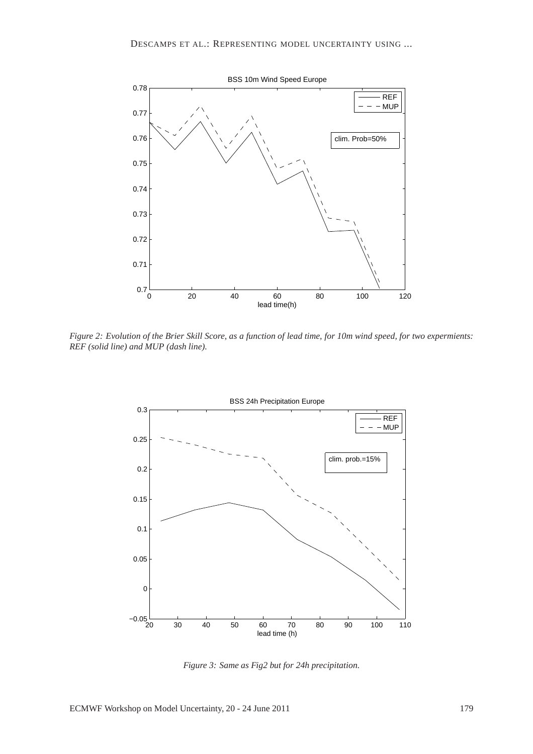*Figure 2: Evolution of the Brier Skill Score, as a function of lead time, for 10m wind speed, for two expermients: REF (solid line) and MUP (dash line).*

*Figure 3: Same as Fig2 but for 24h precipitation.*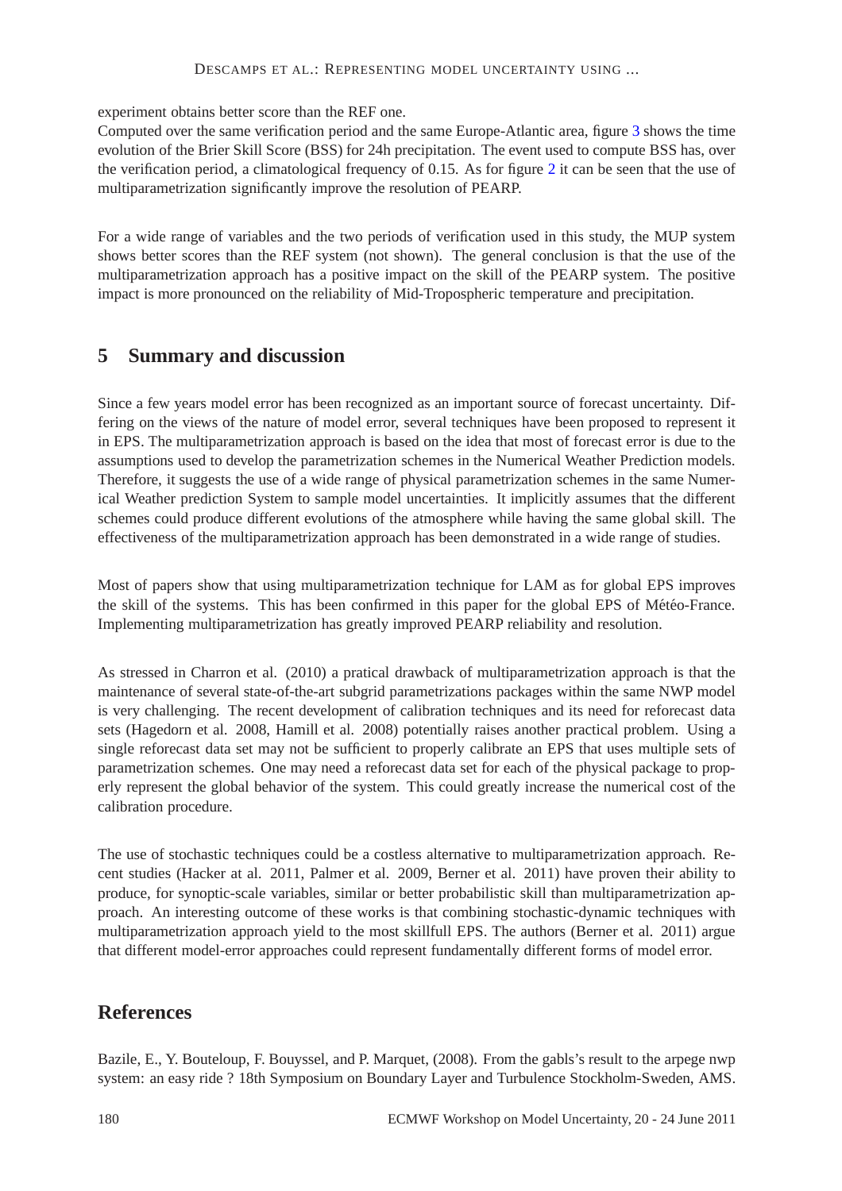experiment obtains better score than the REF one.

Computed over the same verification period and the same Europe-Atlantic area, figure 3 shows the time evolution of the Brier Skill Score (BSS) for 24h precipitation. The event used to compute BSS has, over the verification period, a climatological frequency of 0.15. As for figure 2 it can be seen that the use of multiparametrization significantly improve the resolution of PEARP.

For a wide range of variables and the two periods of verification used in this study, the MUP system shows better scores than the REF system (not shown). The general conclusion is that the use of the multiparametrization approach has a positive impact on the skill of the PEARP system. The positive impact is more pronounced on the reliability of Mid-Tropospheric temperature and precipitation.

## 5 Summary and discussion

Since a few years model error has been recognized as an important source of forecast uncertainty. Differing on the views of the nature of model error, several techniques have been proposed to represent it in EPS. The multiparametrization approach is based on the idea that most of forecast error is due to the assumptions used to develop the parametrization schemes in the Numerical Weather Prediction models. Therefore, it suggests the use of a wide range of physical parametrization schemes in the same Numerical Weather prediction System to sample model uncertainties. It implicitly assumes that the different schemes could produce different evolutions of the atmosphere while having the same global skill. The effectiveness of the multiparametrization approach has been demonstrated in a wide range of studies.

Most of papers show that using multiparametrization technique for LAM as for global EPS improves the skill of the systems. This has been confirmed in this paper for the global EPS of Météo-France. Implementing multiparametrization has greatly improved PEARP reliability and resolution.

As stressed in Charron et al. (2010) a pratical drawback of multiparametrization approach is that the maintenance of several state-of-the-art subgrid parametrizations packages within the same NWP model is very challenging. The recent development of calibration techniques and its need for reforecast data sets (Hagedorn et al. 2008, Hamill et al. 2008) potentially raises another practical problem. Using a single reforecast data set may not be sufficient to properly calibrate an EPS that uses multiple sets of parametrization schemes. One may need a reforecast data set for each of the physical package to properly represent the global behavior of the system. This could greatly increase the numerical cost of the calibration procedure.

The use of stochastic techniques could be a costless alternative to multiparametrization approach. Recent studies (Hacker at al. 2011, Palmer et al. 2009, Berner et al. 2011) have proven their ability to produce, for synoptic-scale variables, similar or better probabilistic skill than multiparametrization approach. An interesting outcome of these works is that combining stochastic-dynamic techniques with multiparametrization approach yield to the most skillfull EPS. The authors (Berner et al. 2011) argue that different model-error approaches could represent fundamentally different forms of model error.

## References

Bazile, E., Y. Bouteloup, F. Bouyssel, and P. Marquet, (2008). From the gabls's result to the arpege nwp system: an easy ride ? 18th Symposium on Boundary Layer and Turbulence Stockholm-Sweden, AMS.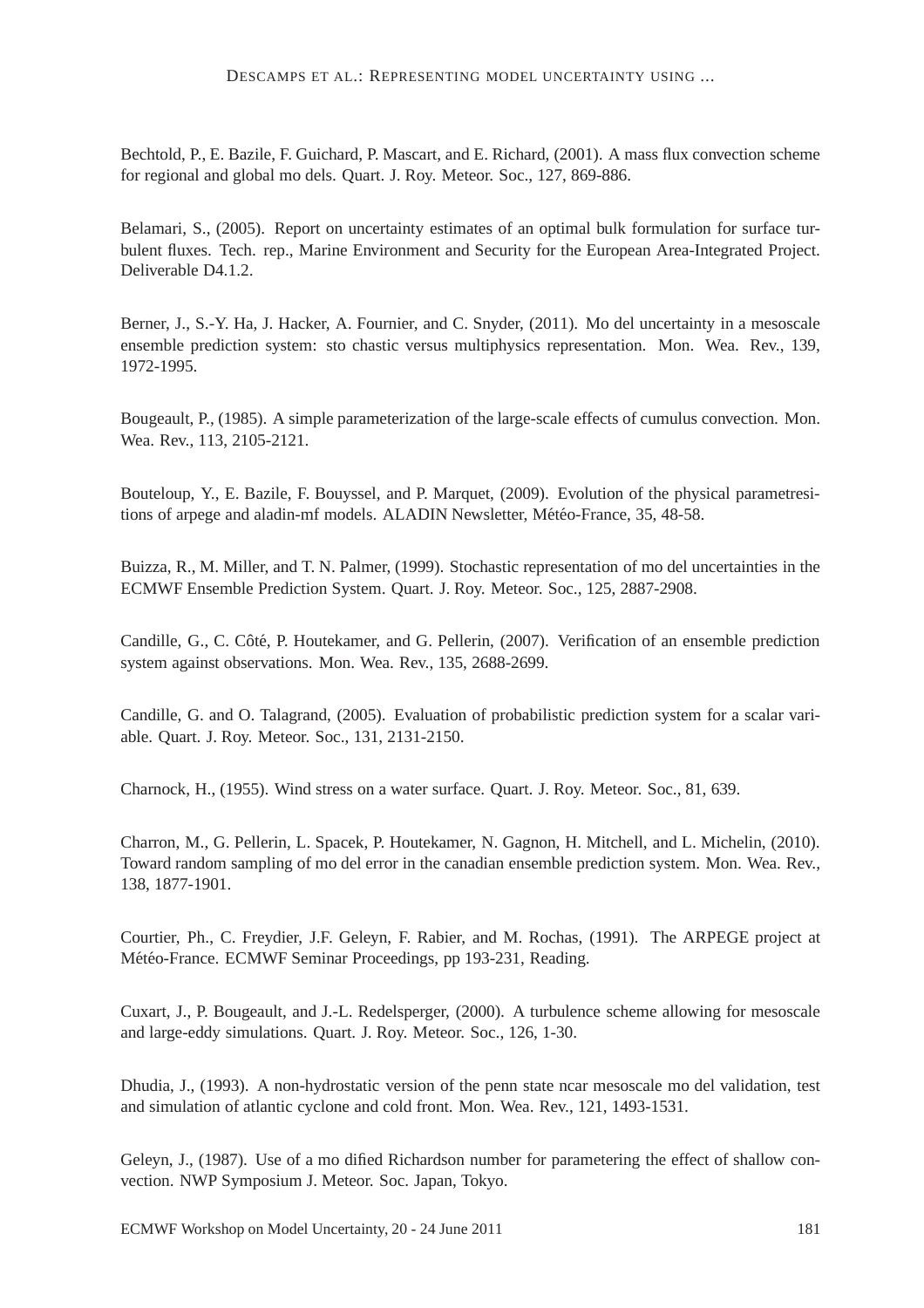Bechtold, P., E. Bazile, F. Guichard, P. Mascart, and E. Richard, (2001). A mass flux convection scheme for regional and global mo dels. Quart. J. Roy. Meteor. Soc., 127, 869-886.

Belamari, S., (2005). Report on uncertainty estimates of an optimal bulk formulation for surface turbulent fluxes. Tech. rep., Marine Environment and Security for the European Area-Integrated Project. Deliverable D4.1.2.

Berner, J., S.-Y. Ha, J. Hacker, A. Fournier, and C. Snyder, (2011). Mo del uncertainty in a mesoscale ensemble prediction system: sto chastic versus multiphysics representation. Mon. Wea. Rev., 139, 1972-1995.

Bougeault, P., (1985). A simple parameterization of the large-scale effects of cumulus convection. Mon. Wea. Rev., 113, 2105-2121.

Bouteloup, Y., E. Bazile, F. Bouyssel, and P. Marquet, (2009). Evolution of the physical parametresitions of arpege and aladin-mf models. ALADIN Newsletter, Météo-France, 35, 48-58.

Buizza, R., M. Miller, and T. N. Palmer, (1999). Stochastic representation of mo del uncertainties in the ECMWF Ensemble Prediction System. Quart. J. Roy. Meteor. Soc., 125, 2887-2908.

Candille, G., C. Côté, P. Houtekamer, and G. Pellerin, (2007). Verification of an ensemble prediction system against observations. Mon. Wea. Rev., 135, 2688-2699.

Candille, G. and O. Talagrand, (2005). Evaluation of probabilistic prediction system for a scalar variable. Quart. J. Roy. Meteor. Soc., 131, 2131-2150.

Charnock, H., (1955). Wind stress on a water surface. Quart. J. Roy. Meteor. Soc., 81, 639.

Charron, M., G. Pellerin, L. Spacek, P. Houtekamer, N. Gagnon, H. Mitchell, and L. Michelin, (2010). Toward random sampling of mo del error in the canadian ensemble prediction system. Mon. Wea. Rev., 138, 1877-1901.

Courtier, Ph., C. Freydier, J.F. Geleyn, F. Rabier, and M. Rochas, (1991). The ARPEGE project at Météo-France. ECMWF Seminar Proceedings, pp 193-231, Reading.

Cuxart, J., P. Bougeault, and J.-L. Redelsperger, (2000). A turbulence scheme allowing for mesoscale and large-eddy simulations. Quart. J. Roy. Meteor. Soc., 126, 1-30.

Dhudia, J., (1993). A non-hydrostatic version of the penn state ncar mesoscale mo del validation, test and simulation of atlantic cyclone and cold front. Mon. Wea. Rev., 121, 1493-1531.

Geleyn, J., (1987). Use of a mo dified Richardson number for parametering the effect of shallow convection. NWP Symposium J. Meteor. Soc. Japan, Tokyo.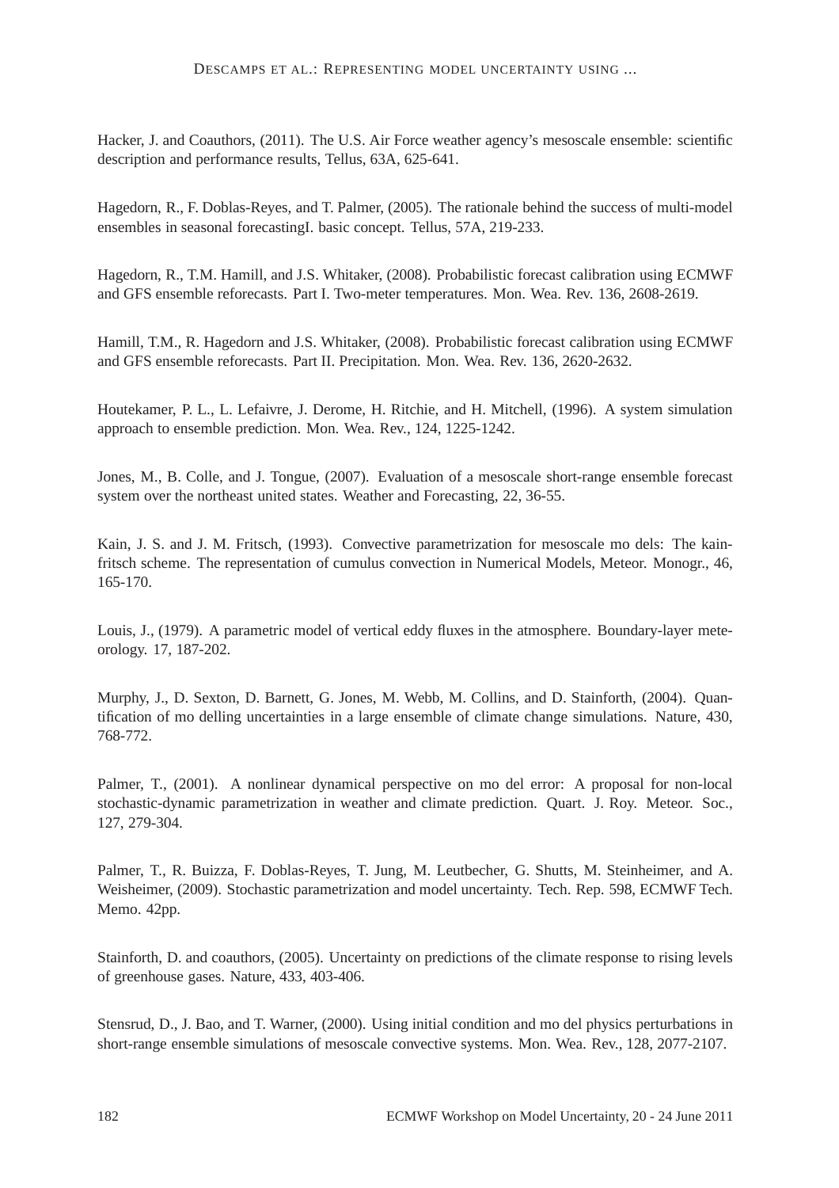Hacker, J. and Coauthors, (2011). The U.S. Air Force weather agency's mesoscale ensemble: scientific description and performance results, Tellus, 63A, 625-641.

Hagedorn, R., F. Doblas-Reyes, and T. Palmer, (2005). The rationale behind the success of multi-model ensembles in seasonal forecastingI. basic concept. Tellus, 57A, 219-233.

Hagedorn, R., T.M. Hamill, and J.S. Whitaker, (2008). Probabilistic forecast calibration using ECMWF and GFS ensemble reforecasts. Part I. Two-meter temperatures. Mon. Wea. Rev. 136, 2608-2619.

Hamill, T.M., R. Hagedorn and J.S. Whitaker, (2008). Probabilistic forecast calibration using ECMWF and GFS ensemble reforecasts. Part II. Precipitation. Mon. Wea. Rev. 136, 2620-2632.

Houtekamer, P. L., L. Lefaivre, J. Derome, H. Ritchie, and H. Mitchell, (1996). A system simulation approach to ensemble prediction. Mon. Wea. Rev., 124, 1225-1242.

Jones, M., B. Colle, and J. Tongue, (2007). Evaluation of a mesoscale short-range ensemble forecast system over the northeast united states. Weather and Forecasting, 22, 36-55.

Kain, J. S. and J. M. Fritsch, (1993). Convective parametrization for mesoscale mo dels: The kain-fritsch scheme. The representation of cumulus convection in Numerical Models, Meteor. Monogr., 46, 165-170.

Louis, J., (1979). A parametric model of vertical eddy fluxes in the atmosphere. Boundary-layer meteorology. 17, 187-202.

Murphy, J., D. Sexton, D. Barnett, G. Jones, M. Webb, M. Collins, and D. Stainforth, (2004). Quantification of mo delling uncertainties in a large ensemble of climate change simulations. Nature, 430, 768-772.

Palmer, T., (2001). A nonlinear dynamical perspective on mo del error: A proposal for non-local stochastic-dynamic parametrization in weather and climate prediction. Quart. J. Roy. Meteor. Soc., 127, 279-304.

Palmer, T., R. Buizza, F. Doblas-Reyes, T. Jung, M. Leutbecher, G. Shutts, M. Steinheimer, and A. Weisheimer, (2009). Stochastic parametrization and model uncertainty. Tech. Rep. 598, ECMWF Tech. Memo. 42pp.

Stainforth, D. and coauthors, (2005). Uncertainty on predictions of the climate response to rising levels of greenhouse gases. Nature, 433, 403-406.

Stensrud, D., J. Bao, and T. Warner, (2000). Using initial condition and mo del physics perturbations in short-range ensemble simulations of mesoscale convective systems. Mon. Wea. Rev., 128, 2077-2107.